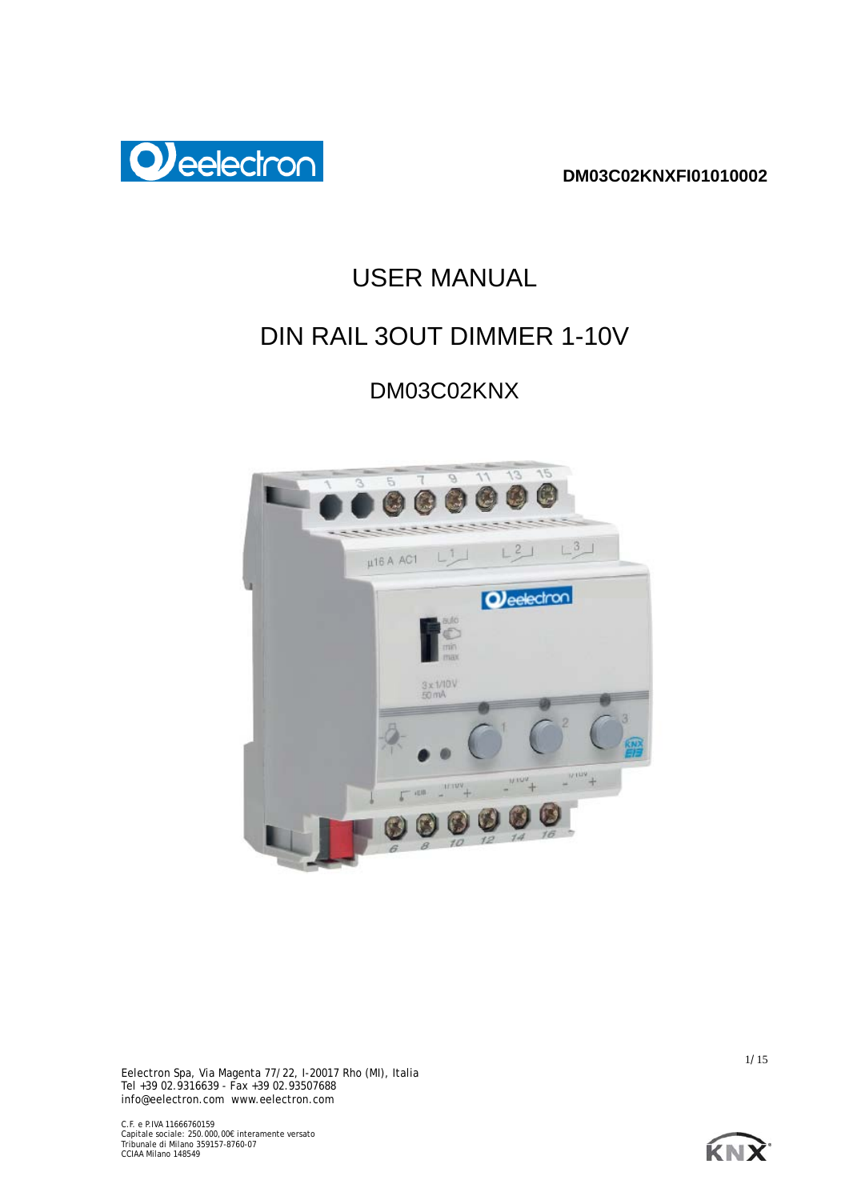DM03C02KNXFI01010002

# USER MANUAL

# DIN RAIL 3OUT DIMMER 1-10V

## DM03C02KNX

Eelectron Spa, Via Magenta 77/22, I-20017 Rho (MI), Italia
Tel +39 02.9316639 - Fax +39 02.93507688
info@eelectron.com www.eelectron.com

C.F. e P.IVA 11666760159
Capitale sociale: 250.000,00€ interamente versato
Tribunale di Milano 359157-8760-07
CCIAA Milano 148549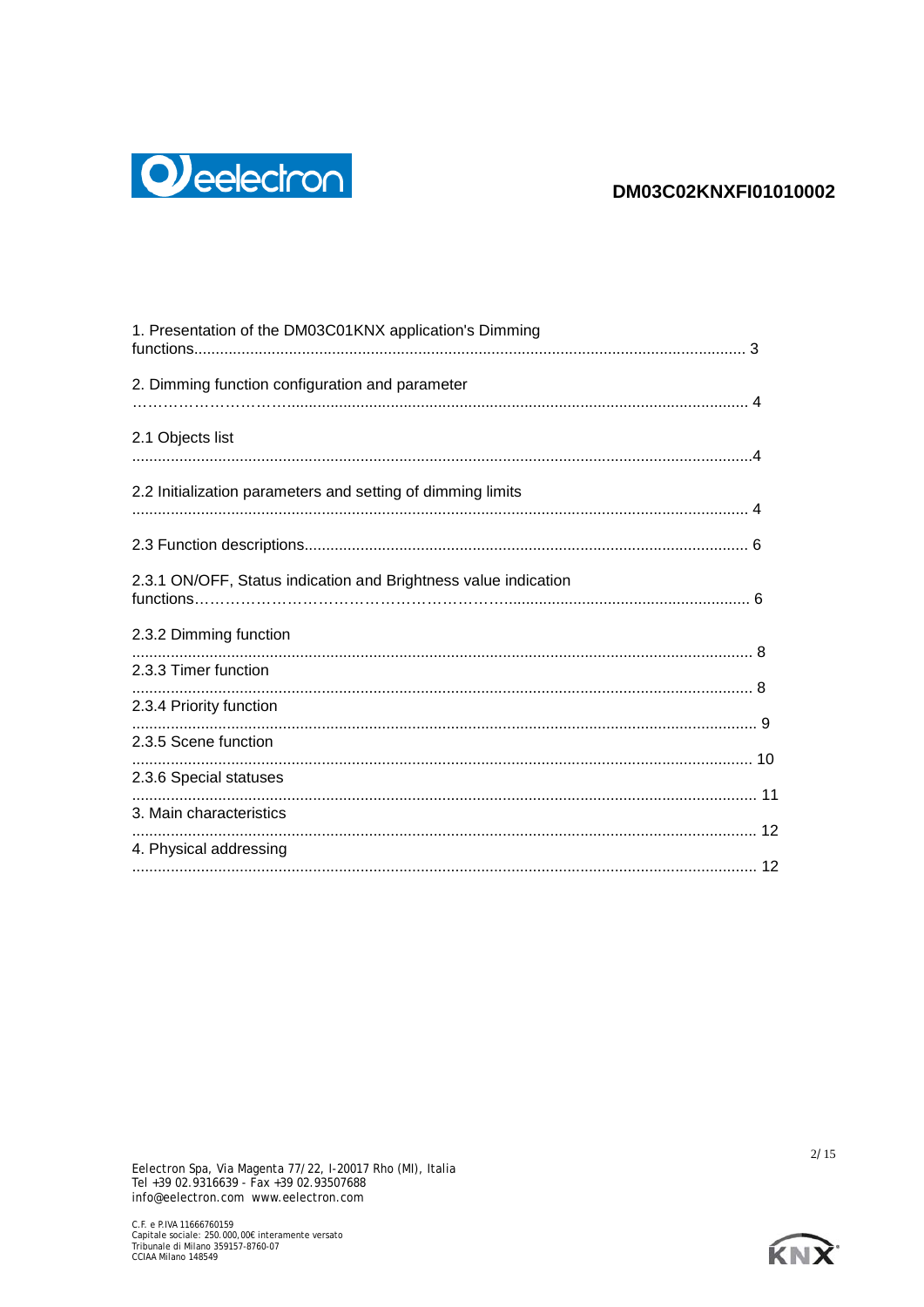1. Presentation of the DM03C01KNX application's Dimming functions................................................................................................................................ 3

2. Dimming function configuration and parameter ………………………......................................................................................................... 4

2.1 Objects list ...............................................................................................................................................4

2.2 Initialization parameters and setting of dimming limits ............................................................................................................................................ 4

2.3 Function descriptions...................................................................................................... 6

2.3.1 ON/OFF, Status indication and Brightness value indication functions………………………………………….......................................................... 6

2.3.2 Dimming function ............................................................................................................................................ 8

2.3.3 Timer function ............................................................................................................................................ 8

2.3.4 Priority function ............................................................................................................................................. 9

2.3.5 Scene function ............................................................................................................................................ 10

2.3.6 Special statuses ............................................................................................................................................. 11

3. Main characteristics ............................................................................................................................................. 12

4. Physical addressing ............................................................................................................................................. 12

Eelectron Spa, Via Magenta 77/22, I-20017 Rho (MI), Italia
Tel +39 02.9316639 - Fax +39 02.93507688
info@eelectron.com www.eelectron.com

C.F. e P.IVA 11666760159
Capitale sociale: 250.000,00€ interamente versato
Tribunale di Milano 359157-8760-07
CCIAA Milano 148549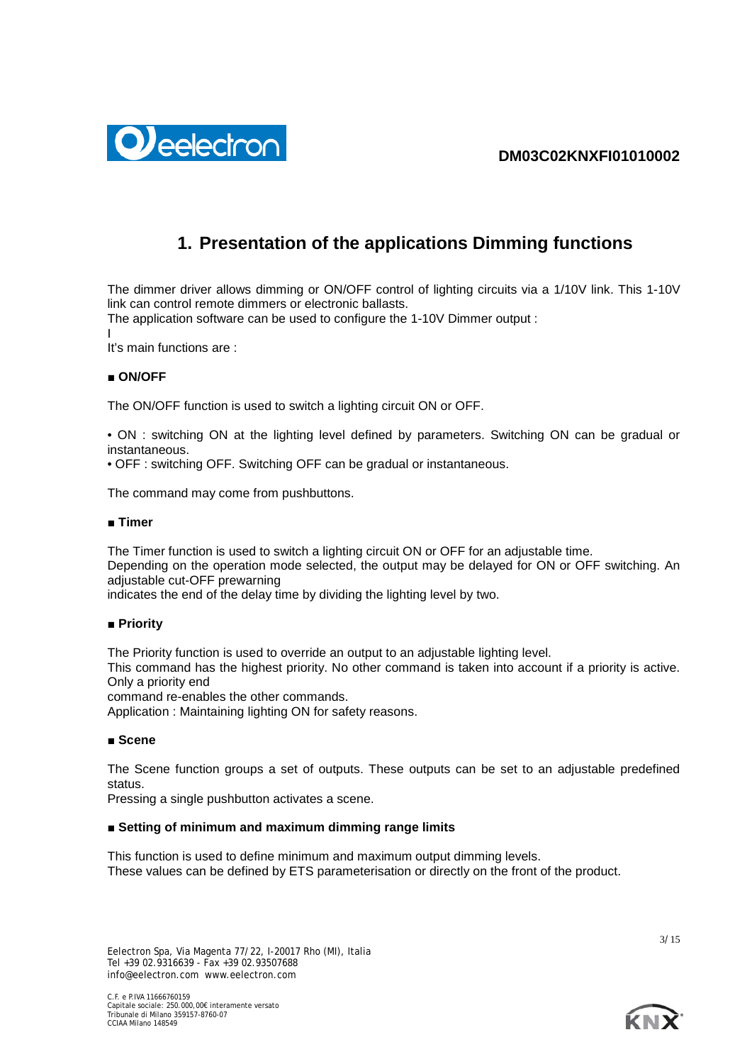# 1. Presentation of the applications Dimming functions

The dimmer driver allows dimming or ON/OFF control of lighting circuits via a 1/10V link. This 1-10V link can control remote dimmers or electronic ballasts.
The application software can be used to configure the 1-10V Dimmer output :
I
It's main functions are :

**■ ON/OFF**

The ON/OFF function is used to switch a lighting circuit ON or OFF.

• ON : switching ON at the lighting level defined by parameters. Switching ON can be gradual or instantaneous.
• OFF : switching OFF. Switching OFF can be gradual or instantaneous.

The command may come from pushbuttons.

**■ Timer**

The Timer function is used to switch a lighting circuit ON or OFF for an adjustable time.
Depending on the operation mode selected, the output may be delayed for ON or OFF switching. An adjustable cut-OFF prewarning
indicates the end of the delay time by dividing the lighting level by two.

**■ Priority**

The Priority function is used to override an output to an adjustable lighting level.
This command has the highest priority. No other command is taken into account if a priority is active. Only a priority end
command re-enables the other commands.
Application : Maintaining lighting ON for safety reasons.

**■ Scene**

The Scene function groups a set of outputs. These outputs can be set to an adjustable predefined status.
Pressing a single pushbutton activates a scene.

**■ Setting of minimum and maximum dimming range limits**

This function is used to define minimum and maximum output dimming levels.
These values can be defined by ETS parameterisation or directly on the front of the product.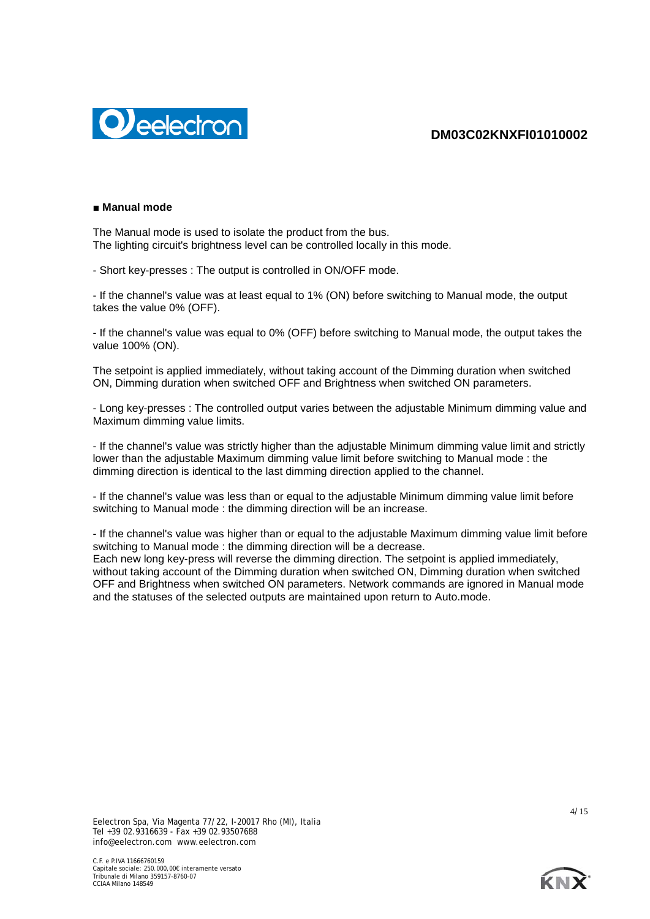■ **Manual mode**

The Manual mode is used to isolate the product from the bus.
The lighting circuit's brightness level can be controlled locally in this mode.

- Short key-presses : The output is controlled in ON/OFF mode.

- If the channel's value was at least equal to 1% (ON) before switching to Manual mode, the output takes the value 0% (OFF).

- If the channel's value was equal to 0% (OFF) before switching to Manual mode, the output takes the value 100% (ON).

The setpoint is applied immediately, without taking account of the Dimming duration when switched ON, Dimming duration when switched OFF and Brightness when switched ON parameters.

- Long key-presses : The controlled output varies between the adjustable Minimum dimming value and Maximum dimming value limits.

- If the channel's value was strictly higher than the adjustable Minimum dimming value limit and strictly lower than the adjustable Maximum dimming value limit before switching to Manual mode : the dimming direction is identical to the last dimming direction applied to the channel.

- If the channel's value was less than or equal to the adjustable Minimum dimming value limit before switching to Manual mode : the dimming direction will be an increase.

- If the channel's value was higher than or equal to the adjustable Maximum dimming value limit before switching to Manual mode : the dimming direction will be a decrease.
Each new long key-press will reverse the dimming direction. The setpoint is applied immediately, without taking account of the Dimming duration when switched ON, Dimming duration when switched OFF and Brightness when switched ON parameters. Network commands are ignored in Manual mode and the statuses of the selected outputs are maintained upon return to Auto.mode.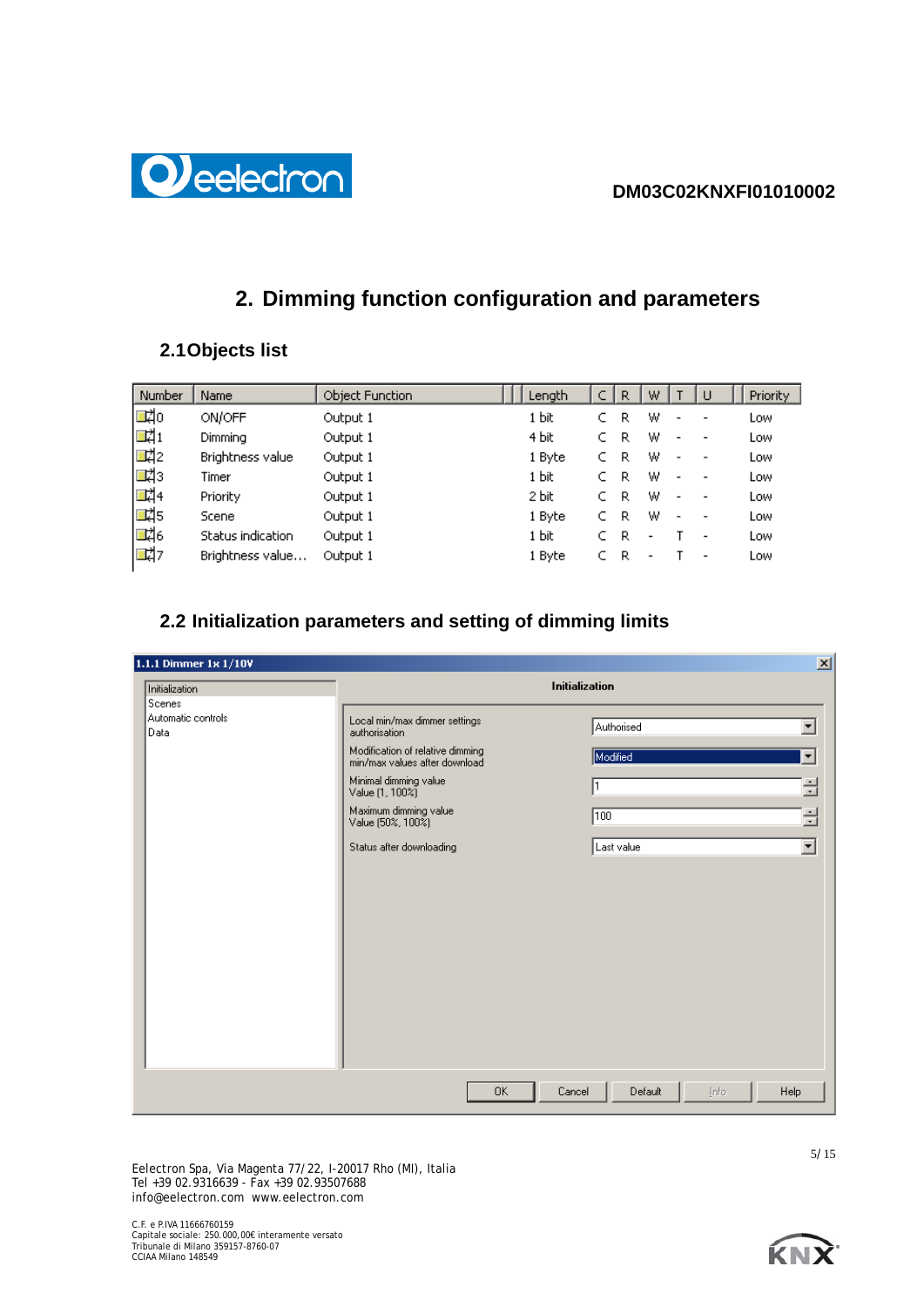# 2. Dimming function configuration and parameters

## 2.1 Objects list

| Number | Name | Object Function | Length | C | R | W | T | U | Priority |
|---|---|---|---|---|---|---|---|---|---|
| 0 | ON/OFF | Output 1 | 1 bit | C | R | W | - | - | Low |
| 1 | Dimming | Output 1 | 4 bit | C | R | W | - | - | Low |
| 2 | Brightness value | Output 1 | 1 Byte | C | R | W | - | - | Low |
| 3 | Timer | Output 1 | 1 bit | C | R | W | - | - | Low |
| 4 | Priority | Output 1 | 2 bit | C | R | W | - | - | Low |
| 5 | Scene | Output 1 | 1 Byte | C | R | W | - | - | Low |
| 6 | Status indication | Output 1 | 1 bit | C | R | - | T | - | Low |
| 7 | Brightness value... | Output 1 | 1 Byte | C | R | - | T | - | Low |

## 2.2 Initialization parameters and setting of dimming limits

**1.1.1 Dimmer 1x 1/10V**

Tabs: Initialization, Scenes, Automatic controls, Data

**Initialization**

| Parameter | Value |
|---|---|
| Local min/max dimmer settings authorisation | Authorised |
| Modification of relative dimming min/max values after download | Modified |
| Minimal dimming value Value [1, 100%] | 1 |
| Maximum dimming value Value [50%, 100%] | 100 |
| Status after downloading | Last value |

OK | Cancel | Default | Info | Help

Eelectron Spa, Via Magenta 77/22, I-20017 Rho (MI), Italia
Tel +39 02.9316639 - Fax +39 02.93507688
info@eelectron.com www.eelectron.com

C.F. e P.IVA 11666760159
Capitale sociale: 250.000,00€ interamente versato
Tribunale di Milano 359157-8760-07
CCIAA Milano 148549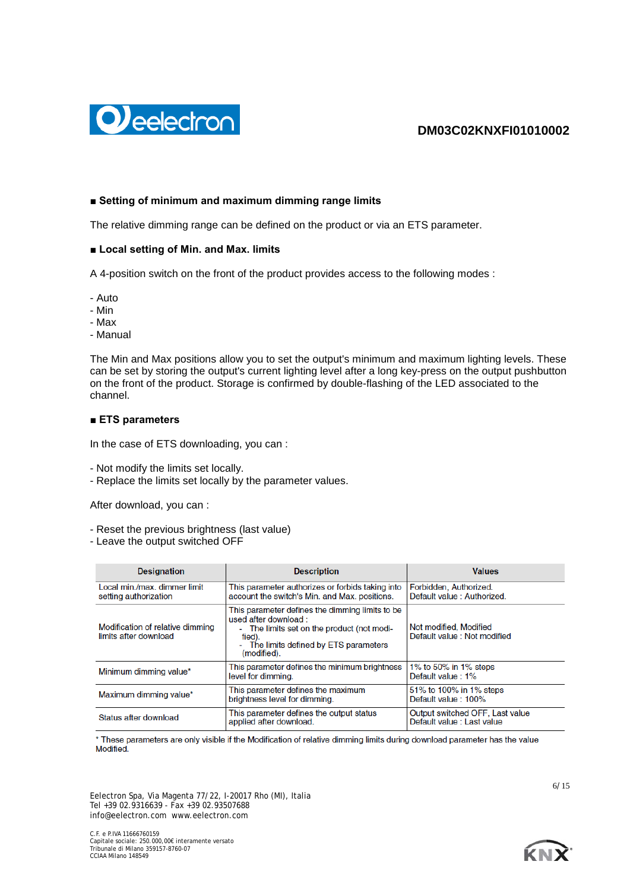## ■ Setting of minimum and maximum dimming range limits

The relative dimming range can be defined on the product or via an ETS parameter.

## ■ Local setting of Min. and Max. limits

A 4-position switch on the front of the product provides access to the following modes :

- Auto
- Min
- Max
- Manual

The Min and Max positions allow you to set the output's minimum and maximum lighting levels. These can be set by storing the output's current lighting level after a long key-press on the output pushbutton on the front of the product. Storage is confirmed by double-flashing of the LED associated to the channel.

## ■ ETS parameters

In the case of ETS downloading, you can :

- Not modify the limits set locally.
- Replace the limits set locally by the parameter values.

After download, you can :

- Reset the previous brightness (last value)
- Leave the output switched OFF

| Designation | Description | Values |
|---|---|---|
| Local min./max. dimmer limit setting authorization | This parameter authorizes or forbids taking into account the switch's Min. and Max. positions. | Forbidden, Authorized. Default value : Authorized. |
| Modification of relative dimming limits after download | This parameter defines the dimming limits to be used after download : - The limits set on the product (not modified). - The limits defined by ETS parameters (modified). | Not modified, Modified Default value : Not modified |
| Minimum dimming value* | This parameter defines the minimum brightness level for dimming. | 1% to 50% in 1% steps Default value : 1% |
| Maximum dimming value* | This parameter defines the maximum brightness level for dimming. | 51% to 100% in 1% steps Default value : 100% |
| Status after download | This parameter defines the output status applied after download. | Output switched OFF, Last value Default value : Last value |

* These parameters are only visible if the Modification of relative dimming limits during download parameter has the value Modified.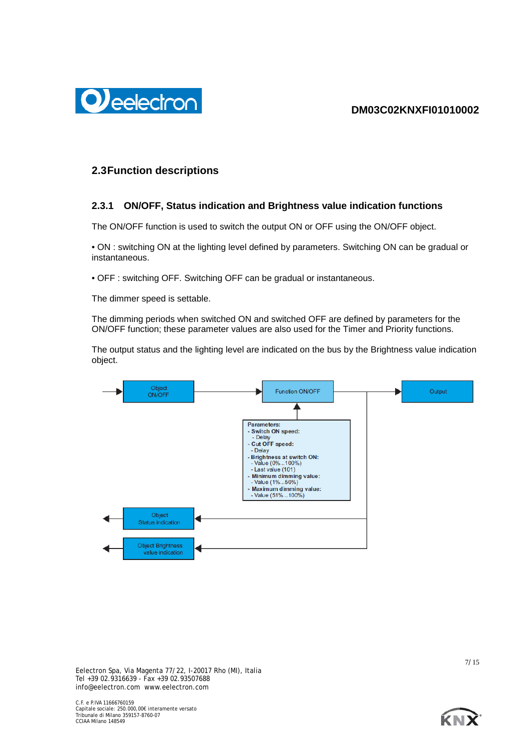## 2.3 Function descriptions

### 2.3.1 ON/OFF, Status indication and Brightness value indication functions

The ON/OFF function is used to switch the output ON or OFF using the ON/OFF object.

• ON : switching ON at the lighting level defined by parameters. Switching ON can be gradual or instantaneous.

• OFF : switching OFF. Switching OFF can be gradual or instantaneous.

The dimmer speed is settable.

The dimming periods when switched ON and switched OFF are defined by parameters for the ON/OFF function; these parameter values are also used for the Timer and Priority functions.

The output status and the lighting level are indicated on the bus by the Brightness value indication object.

Object ON/OFF → Function ON/OFF → Output

**Parameters:**
- **Switch ON speed:**
  - Delay
- **Cut OFF speed:**
  - Delay
- **Brightness at switch ON:**
  - Value (0%...100%)
  - Last value (101)
- **Minimum dimming value:**
  - Value (1%...50%)
- **Maximum dimming value:**
  - Value (51%...100%)

Object Status indication

Object Brightness value indication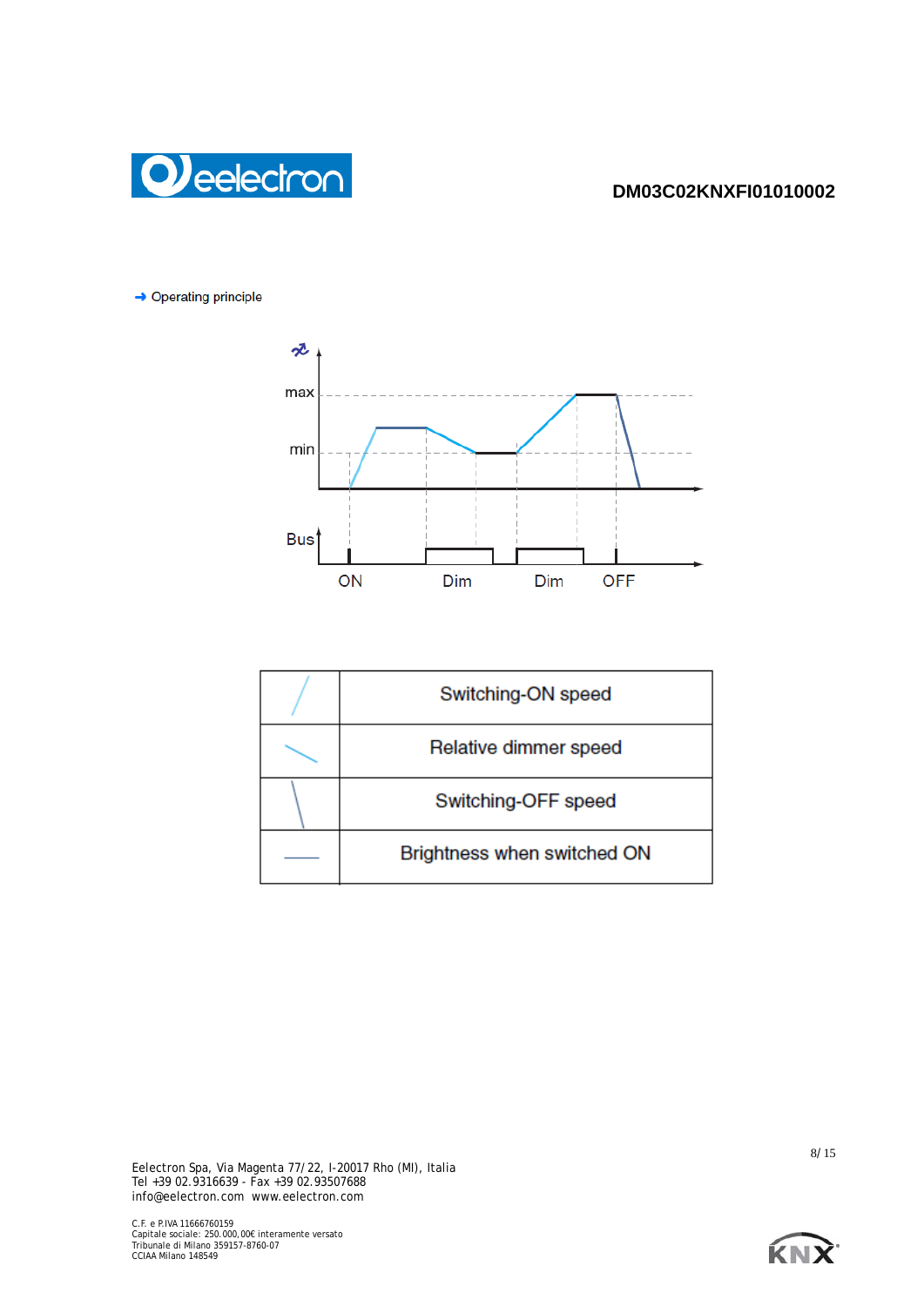➜ Operating principle

| | |
|---|---|
| / | Switching-ON speed |
| \ | Relative dimmer speed |
| \ | Switching-OFF speed |
| — | Brightness when switched ON |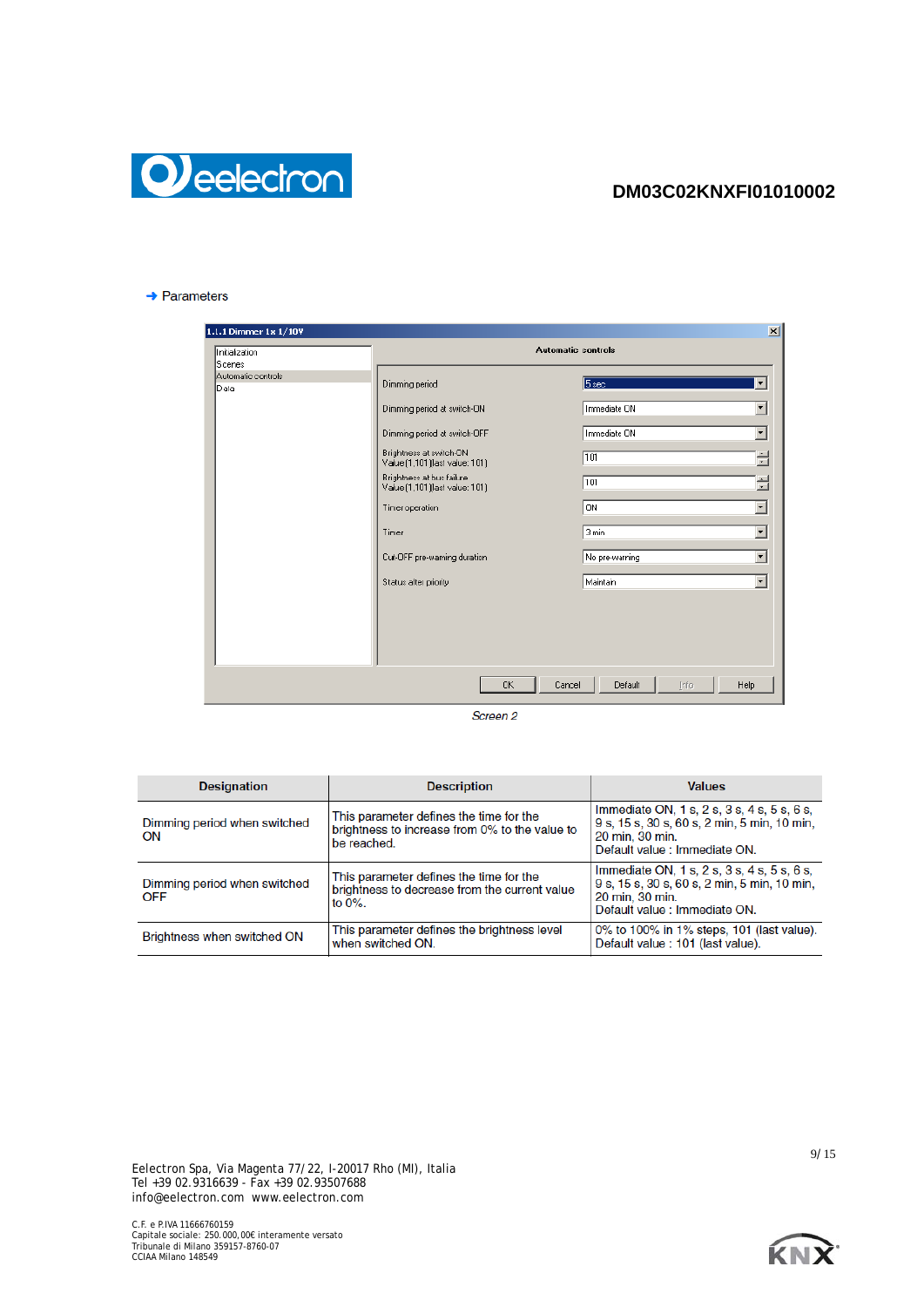➜ Parameters

Screen 2

| Designation | Description | Values |
|---|---|---|
| Dimming period when switched ON | This parameter defines the time for the brightness to increase from 0% to the value to be reached. | Immediate ON, 1 s, 2 s, 3 s, 4 s, 5 s, 6 s, 9 s, 15 s, 30 s, 60 s, 2 min, 5 min, 10 min, 20 min, 30 min.<br>Default value : Immediate ON. |
| Dimming period when switched OFF | This parameter defines the time for the brightness to decrease from the current value to 0%. | Immediate ON, 1 s, 2 s, 3 s, 4 s, 5 s, 6 s, 9 s, 15 s, 30 s, 60 s, 2 min, 5 min, 10 min, 20 min, 30 min.<br>Default value : Immediate ON. |
| Brightness when switched ON | This parameter defines the brightness level when switched ON. | 0% to 100% in 1% steps, 101 (last value).<br>Default value : 101 (last value). |

Eelectron Spa, Via Magenta 77/22, I-20017 Rho (MI), Italia
Tel +39 02.9316639 - Fax +39 02.93507688
info@eelectron.com www.eelectron.com

C.F. e P.IVA 11666760159
Capitale sociale: 250.000,00€ interamente versato
Tribunale di Milano 359157-8760-07
CCIAA Milano 148549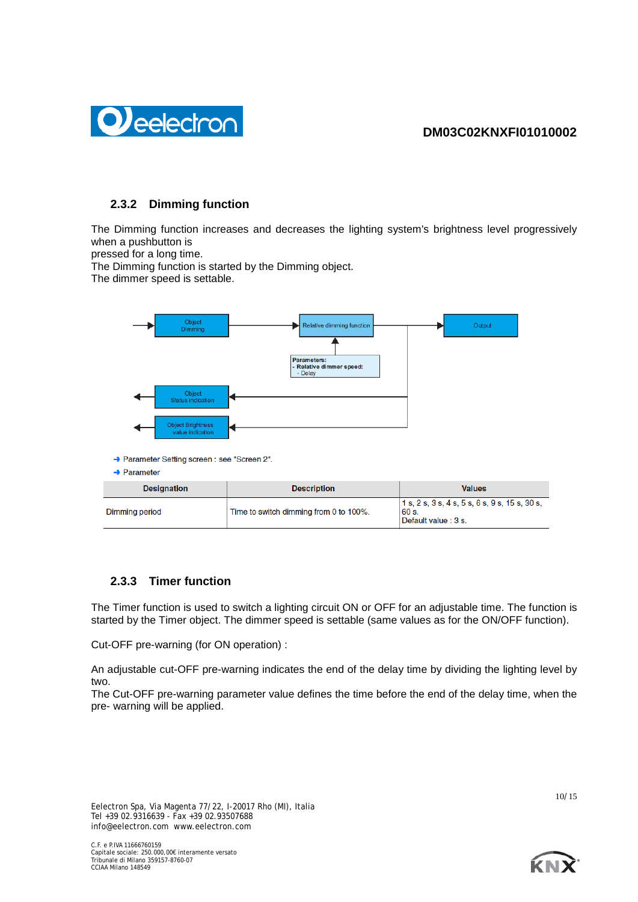### 2.3.2 Dimming function

The Dimming function increases and decreases the lighting system's brightness level progressively when a pushbutton is
pressed for a long time.
The Dimming function is started by the Dimming object.
The dimmer speed is settable.

➜ Parameter Setting screen : see "Screen 2".

➜ Parameter

| Designation | Description | Values |
|---|---|---|
| Dimming period | Time to switch dimming from 0 to 100%. | 1 s, 2 s, 3 s, 4 s, 5 s, 6 s, 9 s, 15 s, 30 s, 60 s.<br>Default value : 3 s. |

### 2.3.3 Timer function

The Timer function is used to switch a lighting circuit ON or OFF for an adjustable time. The function is started by the Timer object. The dimmer speed is settable (same values as for the ON/OFF function).

Cut-OFF pre-warning (for ON operation) :

An adjustable cut-OFF pre-warning indicates the end of the delay time by dividing the lighting level by two.
The Cut-OFF pre-warning parameter value defines the time before the end of the delay time, when the pre- warning will be applied.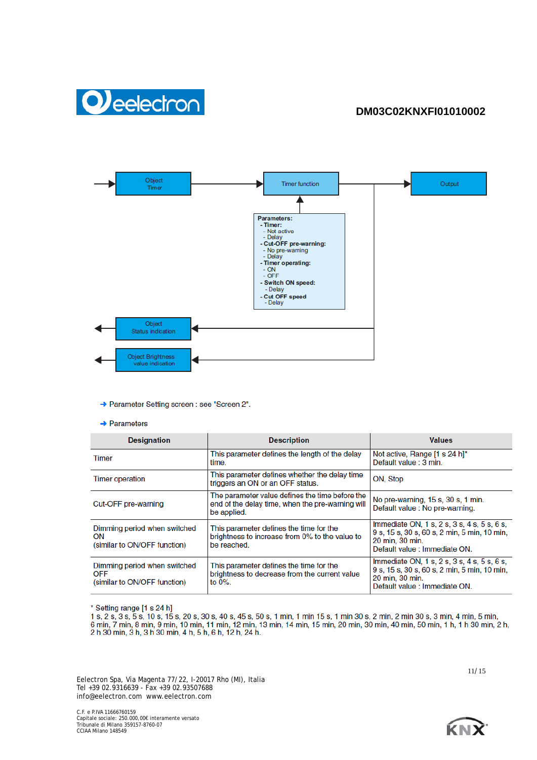Object Timer → Timer function → Output

Parameters:
- Timer:
  - Not active
  - Delay
- Cut-OFF pre-warning:
  - No pre-warning
  - Delay
- Timer operating:
  - ON
  - OFF
- Switch ON speed:
  - Delay
- Cut OFF speed
  - Delay

Object Status indication

Object Brightness value indication

➜ Parameter Setting screen : see "Screen 2".

➜ Parameters

| Designation | Description | Values |
|---|---|---|
| Timer | This parameter defines the length of the delay time. | Not active, Range [1 s 24 h]* Default value : 3 min. |
| Timer operation | This parameter defines whether the delay time triggers an ON or an OFF status. | ON, Stop |
| Cut-OFF pre-warning | The parameter value defines the time before the end of the delay time, when the pre-warning will be applied. | No pre-warning, 15 s, 30 s, 1 min. Default value : No pre-warning. |
| Dimming period when switched ON (similar to ON/OFF function) | This parameter defines the time for the brightness to increase from 0% to the value to be reached. | Immediate ON, 1 s, 2 s, 3 s, 4 s, 5 s, 6 s, 9 s, 15 s, 30 s, 60 s, 2 min, 5 min, 10 min, 20 min, 30 min. Default value : Immediate ON. |
| Dimming period when switched OFF (similar to ON/OFF function) | This parameter defines the time for the brightness to decrease from the current value to 0%. | Immediate ON, 1 s, 2 s, 3 s, 4 s, 5 s, 6 s, 9 s, 15 s, 30 s, 60 s, 2 min, 5 min, 10 min, 20 min, 30 min. Default value : Immediate ON. |

* Setting range [1 s 24 h]
1 s, 2 s, 3 s, 5 s, 10 s, 15 s, 20 s, 30 s, 40 s, 45 s, 50 s, 1 min, 1 min 15 s, 1 min 30 s, 2 min, 2 min 30 s, 3 min, 4 min, 5 min, 6 min, 7 min, 8 min, 9 min, 10 min, 11 min, 12 min, 13 min, 14 min, 15 min, 20 min, 30 min, 40 min, 50 min, 1 h, 1 h 30 min, 2 h, 2 h 30 min, 3 h, 3 h 30 min, 4 h, 5 h, 6 h, 12 h, 24 h.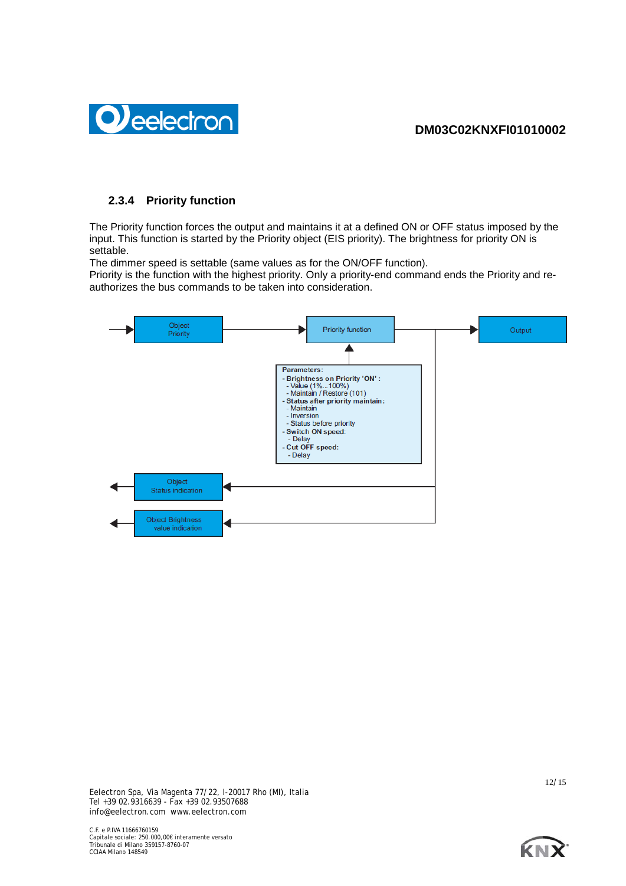### 2.3.4 Priority function

The Priority function forces the output and maintains it at a defined ON or OFF status imposed by the input. This function is started by the Priority object (EIS priority). The brightness for priority ON is settable.

The dimmer speed is settable (same values as for the ON/OFF function).

Priority is the function with the highest priority. Only a priority-end command ends the Priority and re-authorizes the bus commands to be taken into consideration.

Object Priority → Priority function → Output

Parameters:
- Brightness on Priority 'ON' :
  - Value (1%...100%)
  - Maintain / Restore (101)
- Status after priority maintain:
  - Maintain
  - Inversion
  - Status before priority
- Switch ON speed:
  - Delay
- Cut OFF speed:
  - Delay

Object Status indication

Object Brightness value indication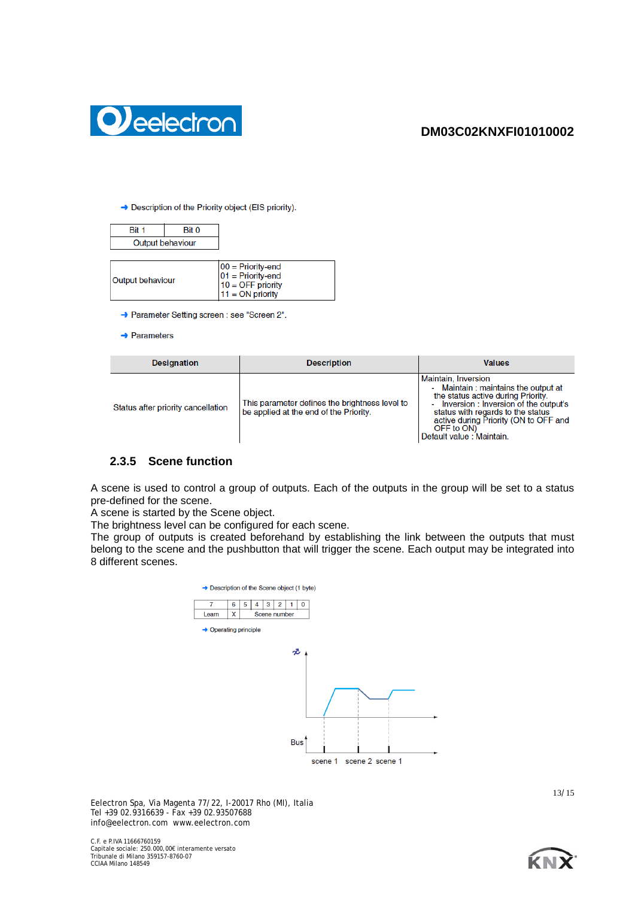➜ Description of the Priority object (EIS priority).

| Bit 1 | Bit 0 |
|---|---|
| Output behaviour | |

| Output behaviour | 00 = Priority-end<br>01 = Priority-end<br>10 = OFF priority<br>11 = ON priority |
|---|---|

➜ Parameter Setting screen : see "Screen 2".

➜ Parameters

| Designation | Description | Values |
|---|---|---|
| Status after priority cancellation | This parameter defines the brightness level to be applied at the end of the Priority. | Maintain, Inversion<br>- Maintain : maintains the output at the status active during Priority.<br>- Inversion : Inversion of the output's status with regards to the status active during Priority (ON to OFF and OFF to ON)<br>Default value : Maintain. |

### 2.3.5 Scene function

A scene is used to control a group of outputs. Each of the outputs in the group will be set to a status pre-defined for the scene.
A scene is started by the Scene object.
The brightness level can be configured for each scene.
The group of outputs is created beforehand by establishing the link between the outputs that must belong to the scene and the pushbutton that will trigger the scene. Each output may be integrated into 8 different scenes.

➜ Description of the Scene object (1 byte)

| 7 | 6 | 5 | 4 | 3 | 2 | 1 | 0 |
|---|---|---|---|---|---|---|---|
| Learn | X | Scene number | | | | | |

➜ Operating principle

Bus

scene 1 scene 2 scene 1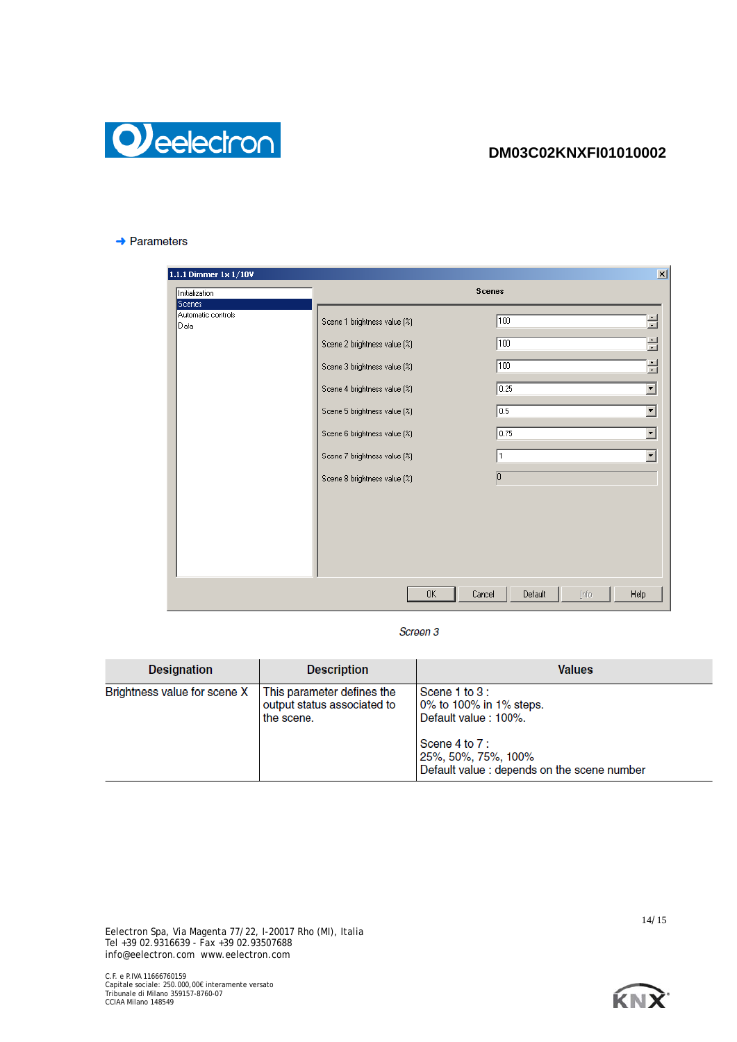→ Parameters

Screen 3

| Designation | Description | Values |
|---|---|---|
| Brightness value for scene X | This parameter defines the output status associated to the scene. | Scene 1 to 3 :<br>0% to 100% in 1% steps.<br>Default value : 100%.<br><br>Scene 4 to 7 :<br>25%, 50%, 75%, 100%<br>Default value : depends on the scene number |

Eelectron Spa, Via Magenta 77/22, I-20017 Rho (MI), Italia
Tel +39 02.9316639 - Fax +39 02.93507688
info@eelectron.com www.eelectron.com

C.F. e P.IVA 11666760159
Capitale sociale: 250.000,00€ interamente versato
Tribunale di Milano 359157-8760-07
CCIAA Milano 148549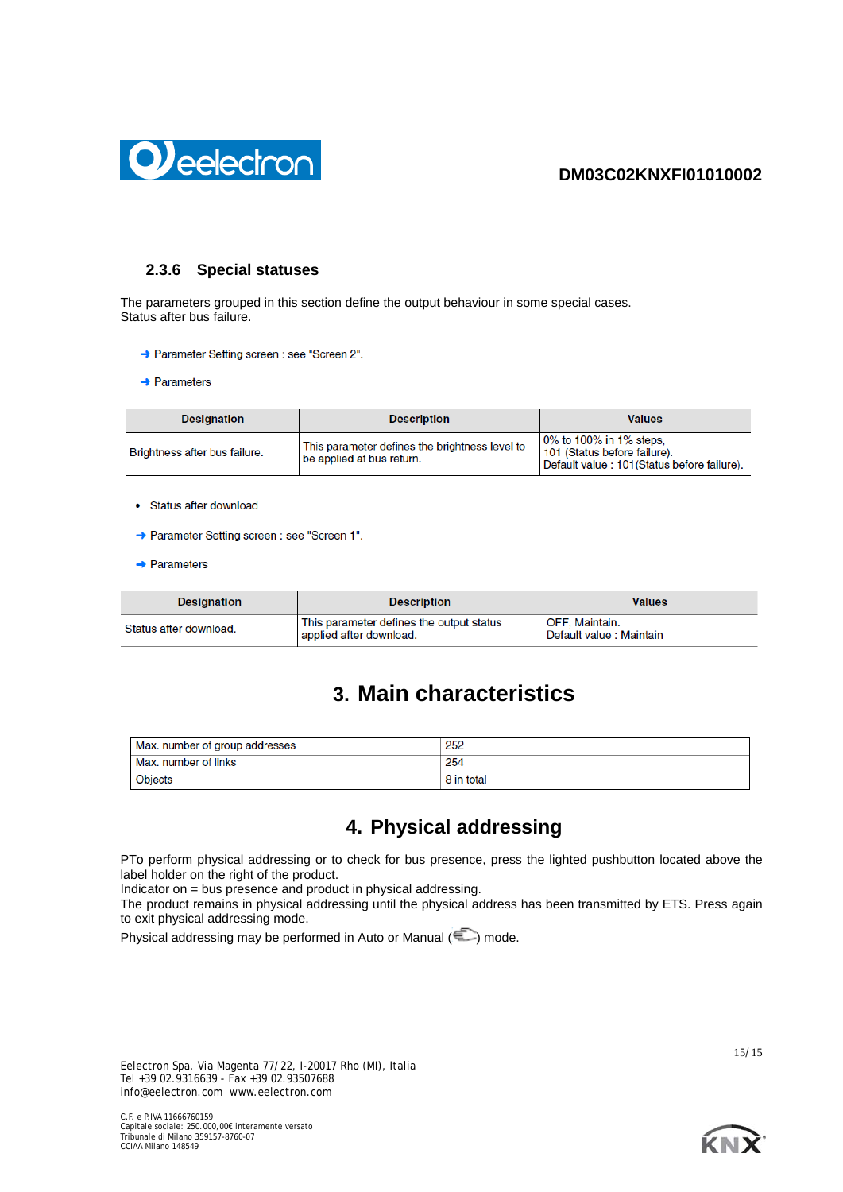### 2.3.6 Special statuses

The parameters grouped in this section define the output behaviour in some special cases.
Status after bus failure.

➜ Parameter Setting screen : see "Screen 2".

➜ Parameters

| Designation | Description | Values |
|---|---|---|
| Brightness after bus failure. | This parameter defines the brightness level to be applied at bus return. | 0% to 100% in 1% steps,<br>101 (Status before failure).<br>Default value : 101(Status before failure). |

- Status after download

➜ Parameter Setting screen : see "Screen 1".

➜ Parameters

| Designation | Description | Values |
|---|---|---|
| Status after download. | This parameter defines the output status applied after download. | OFF, Maintain.<br>Default value : Maintain |

# 3. Main characteristics

| | |
|---|---|
| Max. number of group addresses | 252 |
| Max. number of links | 254 |
| Objects | 8 in total |

# 4. Physical addressing

PTo perform physical addressing or to check for bus presence, press the lighted pushbutton located above the label holder on the right of the product.
Indicator on = bus presence and product in physical addressing.
The product remains in physical addressing until the physical address has been transmitted by ETS. Press again to exit physical addressing mode.

Physical addressing may be performed in Auto or Manual ( ) mode.

Eelectron Spa, Via Magenta 77/22, I-20017 Rho (MI), Italia
Tel +39 02.9316639 - Fax +39 02.93507688
info@eelectron.com www.eelectron.com

C.F. e P.IVA 11666760159
Capitale sociale: 250.000,00€ interamente versato
Tribunale di Milano 359157-8760-07
CCIAA Milano 148549